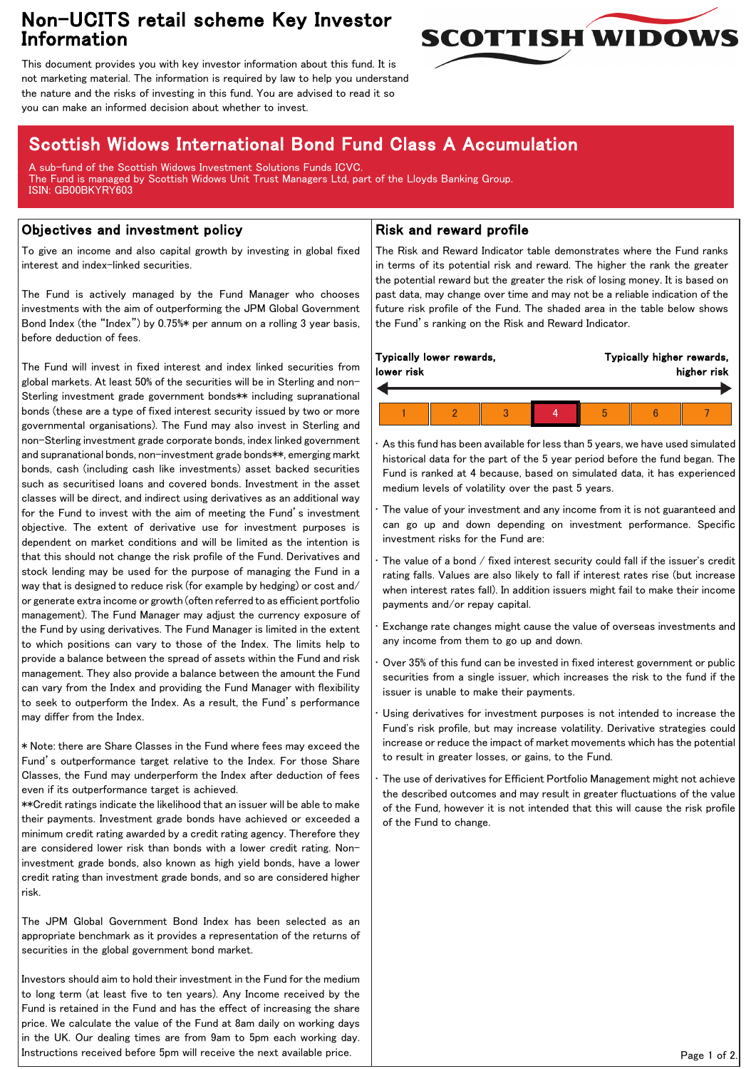# Non-UCITS retail scheme Key Investor Information

SCOTTISH WIDOWS

This document provides you with key investor information about this fund. It is not marketing material. The information is required by law to help you understand the nature and the risks of investing in this fund. You are advised to read it so you can make an informed decision about whether to invest.

## Scottish Widows International Bond Fund Class A Accumulation

A sub-fund of the Scottish Widows Investment Solutions Funds ICVC.
The Fund is managed by Scottish Widows Unit Trust Managers Ltd, part of the Lloyds Banking Group.
ISIN: GB00BKYRY603

## Objectives and investment policy

To give an income and also capital growth by investing in global fixed interest and index-linked securities.

The Fund is actively managed by the Fund Manager who chooses investments with the aim of outperforming the JPM Global Government Bond Index (the "Index") by 0.75%* per annum on a rolling 3 year basis, before deduction of fees.

The Fund will invest in fixed interest and index linked securities from global markets. At least 50% of the securities will be in Sterling and non-Sterling investment grade government bonds** including supranational bonds (these are a type of fixed interest security issued by two or more governmental organisations). The Fund may also invest in Sterling and non-Sterling investment grade corporate bonds, index linked government and supranational bonds, non-investment grade bonds**, emerging markt bonds, cash (including cash like investments) asset backed securities such as securitised loans and covered bonds. Investment in the asset classes will be direct, and indirect using derivatives as an additional way for the Fund to invest with the aim of meeting the Fund's investment objective. The extent of derivative use for investment purposes is dependent on market conditions and will be limited as the intention is that this should not change the risk profile of the Fund. Derivatives and stock lending may be used for the purpose of managing the Fund in a way that is designed to reduce risk (for example by hedging) or cost and/or generate extra income or growth (often referred to as efficient portfolio management). The Fund Manager may adjust the currency exposure of the Fund by using derivatives. The Fund Manager is limited in the extent to which positions can vary to those of the Index. The limits help to provide a balance between the spread of assets within the Fund and risk management. They also provide a balance between the amount the Fund can vary from the Index and providing the Fund Manager with flexibility to seek to outperform the Index. As a result, the Fund's performance may differ from the Index.

* Note: there are Share Classes in the Fund where fees may exceed the Fund's outperformance target relative to the Index. For those Share Classes, the Fund may underperform the Index after deduction of fees even if its outperformance target is achieved.
**Credit ratings indicate the likelihood that an issuer will be able to make their payments. Investment grade bonds have achieved or exceeded a minimum credit rating awarded by a credit rating agency. Therefore they are considered lower risk than bonds with a lower credit rating. Non-investment grade bonds, also known as high yield bonds, have a lower credit rating than investment grade bonds, and so are considered higher risk.

The JPM Global Government Bond Index has been selected as an appropriate benchmark as it provides a representation of the returns of securities in the global government bond market.

Investors should aim to hold their investment in the Fund for the medium to long term (at least five to ten years). Any Income received by the Fund is retained in the Fund and has the effect of increasing the share price. We calculate the value of the Fund at 8am daily on working days in the UK. Our dealing times are from 9am to 5pm each working day. Instructions received before 5pm will receive the next available price.

## Risk and reward profile

The Risk and Reward Indicator table demonstrates where the Fund ranks in terms of its potential risk and reward. The higher the rank the greater the potential reward but the greater the risk of losing money. It is based on past data, may change over time and may not be a reliable indication of the future risk profile of the Fund. The shaded area in the table below shows the Fund's ranking on the Risk and Reward Indicator.

**Typically lower rewards, lower risk** ← → **Typically higher rewards, higher risk**

| 1 | 2 | 3 | **4** | 5 | 6 | 7 |
|---|---|---|---|---|---|---|

- As this fund has been available for less than 5 years, we have used simulated historical data for the part of the 5 year period before the fund began. The Fund is ranked at 4 because, based on simulated data, it has experienced medium levels of volatility over the past 5 years.
- The value of your investment and any income from it is not guaranteed and can go up and down depending on investment performance. Specific investment risks for the Fund are:
- The value of a bond / fixed interest security could fall if the issuer's credit rating falls. Values are also likely to fall if interest rates rise (but increase when interest rates fall). In addition issuers might fail to make their income payments and/or repay capital.
- Exchange rate changes might cause the value of overseas investments and any income from them to go up and down.
- Over 35% of this fund can be invested in fixed interest government or public securities from a single issuer, which increases the risk to the fund if the issuer is unable to make their payments.
- Using derivatives for investment purposes is not intended to increase the Fund's risk profile, but may increase volatility. Derivative strategies could increase or reduce the impact of market movements which has the potential to result in greater losses, or gains, to the Fund.
- The use of derivatives for Efficient Portfolio Management might not achieve the described outcomes and may result in greater fluctuations of the value of the Fund, however it is not intended that this will cause the risk profile of the Fund to change.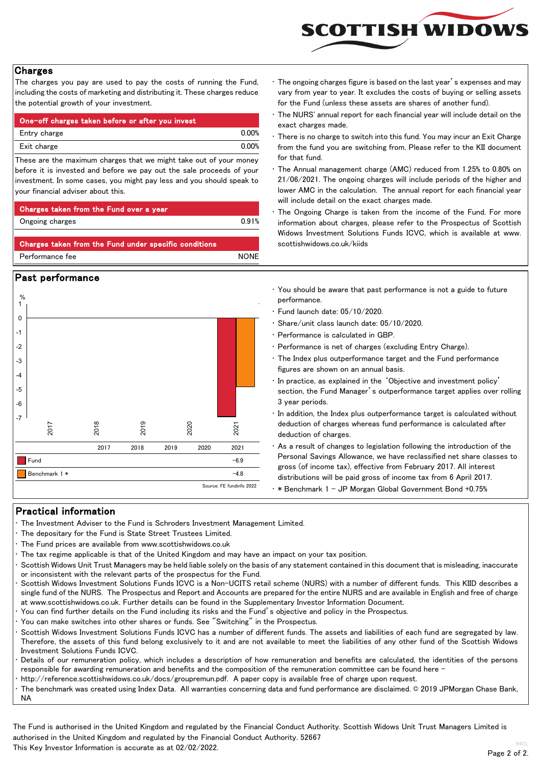## Charges

The charges you pay are used to pay the costs of running the Fund, including the costs of marketing and distributing it. These charges reduce the potential growth of your investment.

| One-off charges taken before or after you invest | |
|---|---|
| Entry charge | 0.00% |
| Exit charge | 0.00% |

These are the maximum charges that we might take out of your money before it is invested and before we pay out the sale proceeds of your investment. In some cases, you might pay less and you should speak to your financial adviser about this.

| Charges taken from the Fund over a year | |
|---|---|
| Ongoing charges | 0.91% |

| Charges taken from the Fund under specific conditions | |
|---|---|
| Performance fee | NONE |

- The ongoing charges figure is based on the last year's expenses and may vary from year to year. It excludes the costs of buying or selling assets for the Fund (unless these assets are shares of another fund).
- The NURS' annual report for each financial year will include detail on the exact charges made.
- There is no charge to switch into this fund. You may incur an Exit Charge from the fund you are switching from. Please refer to the KII document for that fund.
- The Annual management charge (AMC) reduced from 1.25% to 0.80% on 21/06/2021. The ongoing charges will include periods of the higher and lower AMC in the calculation. The annual report for each financial year will include detail on the exact charges made.
- The Ongoing Charge is taken from the income of the Fund. For more information about charges, please refer to the Prospectus of Scottish Widows Investment Solutions Funds ICVC, which is available at www.scottishwidows.co.uk/kiids

## Past performance

%
1
0
-1
-2
-3
-4
-5
-6
-7
2017
2018
2019
2020
2021

| | 2017 | 2018 | 2019 | 2020 | 2021 |
|---|---|---|---|---|---|
| Fund | | | | | -6.9 |
| Benchmark 1 * | | | | | -4.8 |

Source: FE fundinfo 2022

- You should be aware that past performance is not a guide to future performance.
- Fund launch date: 05/10/2020.
- Share/unit class launch date: 05/10/2020.
- Performance is calculated in GBP.
- Performance is net of charges (excluding Entry Charge).
- The Index plus outperformance target and the Fund performance figures are shown on an annual basis.
- In practice, as explained in the 'Objective and investment policy' section, the Fund Manager's outperformance target applies over rolling 3 year periods.
- In addition, the Index plus outperformance target is calculated without deduction of charges whereas fund performance is calculated after deduction of charges.
- As a result of changes to legislation following the introduction of the Personal Savings Allowance, we have reclassified net share classes to gross (of income tax), effective from February 2017. All interest distributions will be paid gross of income tax from 6 April 2017.
- * Benchmark 1 - JP Morgan Global Government Bond +0.75%

## Practical information

- The Investment Adviser to the Fund is Schroders Investment Management Limited.
- The depositary for the Fund is State Street Trustees Limited.
- The Fund prices are available from www.scottishwidows.co.uk
- The tax regime applicable is that of the United Kingdom and may have an impact on your tax position.
- Scottish Widows Unit Trust Managers may be held liable solely on the basis of any statement contained in this document that is misleading, inaccurate or inconsistent with the relevant parts of the prospectus for the Fund.
- Scottish Widows Investment Solutions Funds ICVC is a Non-UCITS retail scheme (NURS) with a number of different funds. This KIID describes a single fund of the NURS. The Prospectus and Report and Accounts are prepared for the entire NURS and are available in English and free of charge at www.scottishwidows.co.uk. Further details can be found in the Supplementary Investor Information Document.
- You can find further details on the Fund including its risks and the Fund's objective and policy in the Prospectus.
- You can make switches into other shares or funds. See "Switching" in the Prospectus.
- Scottish Widows Investment Solutions Funds ICVC has a number of different funds. The assets and liabilities of each fund are segregated by law. Therefore, the assets of this fund belong exclusively to it and are not available to meet the liabilities of any other fund of the Scottish Widows Investment Solutions Funds ICVC.
- Details of our remuneration policy, which includes a description of how remuneration and benefits are calculated, the identities of the persons responsible for awarding remuneration and benefits and the composition of the remuneration committee can be found here -
- http://reference.scottishwidows.co.uk/docs/groupremun.pdf. A paper copy is available free of charge upon request.
- The benchmark was created using Index Data. All warranties concerning data and fund performance are disclaimed. © 2019 JPMorgan Chase Bank, NA

The Fund is authorised in the United Kingdom and regulated by the Financial Conduct Authority. Scottish Widows Unit Trust Managers Limited is authorised in the United Kingdom and regulated by the Financial Conduct Authority. 52667
This Key Investor Information is accurate as at 02/02/2022.